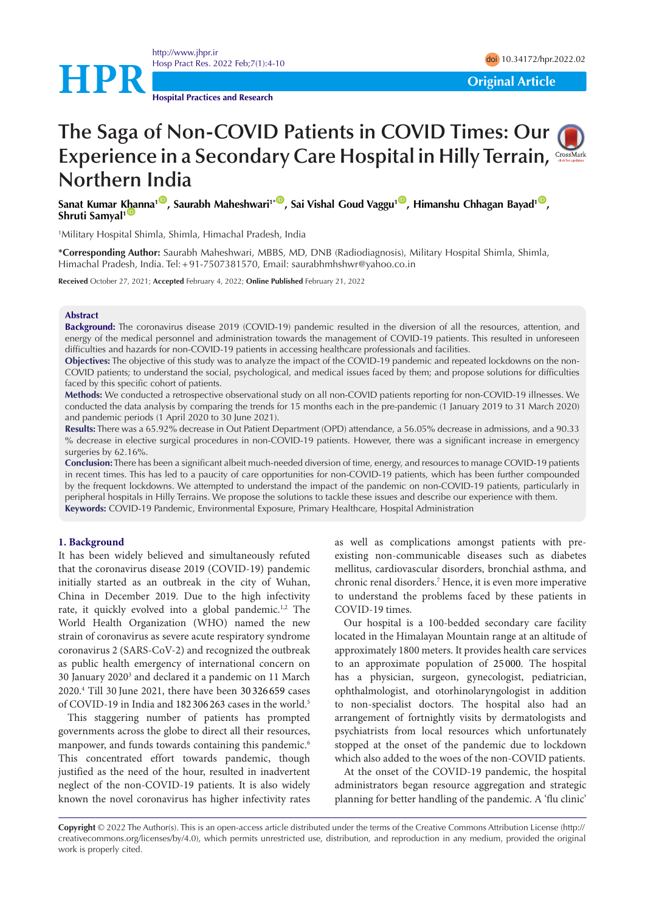Original Article

# The Saga of Non-COVID Patients in COVID Times: Our Experience in a Secondary Care Hospital in Hilly Terrain, Northern India

**Sanat Kumar Khanna[1], Saurabh Maheshwari[1*], Sai Vishal Goud Vaggu[1], Himanshu Chhagan Bayad[1], Shruti Samyal[1]**

[1]Military Hospital Shimla, Shimla, Himachal Pradesh, India

**\*Corresponding Author:** Saurabh Maheshwari, MBBS, MD, DNB (Radiodiagnosis), Military Hospital Shimla, Shimla, Himachal Pradesh, India. Tel: +91-7507381570, Email: saurabhmhshwr@yahoo.co.in

**Received** October 27, 2021; **Accepted** February 4, 2022; **Online Published** February 21, 2022

## Abstract

**Background:** The coronavirus disease 2019 (COVID-19) pandemic resulted in the diversion of all the resources, attention, and energy of the medical personnel and administration towards the management of COVID-19 patients. This resulted in unforeseen difficulties and hazards for non-COVID-19 patients in accessing healthcare professionals and facilities.

**Objectives:** The objective of this study was to analyze the impact of the COVID-19 pandemic and repeated lockdowns on the non-COVID patients; to understand the social, psychological, and medical issues faced by them; and propose solutions for difficulties faced by this specific cohort of patients.

**Methods:** We conducted a retrospective observational study on all non-COVID patients reporting for non-COVID-19 illnesses. We conducted the data analysis by comparing the trends for 15 months each in the pre-pandemic (1 January 2019 to 31 March 2020) and pandemic periods (1 April 2020 to 30 June 2021).

**Results:** There was a 65.92% decrease in Out Patient Department (OPD) attendance, a 56.05% decrease in admissions, and a 90.33 % decrease in elective surgical procedures in non-COVID-19 patients. However, there was a significant increase in emergency surgeries by 62.16%.

**Conclusion:** There has been a significant albeit much-needed diversion of time, energy, and resources to manage COVID-19 patients in recent times. This has led to a paucity of care opportunities for non-COVID-19 patients, which has been further compounded by the frequent lockdowns. We attempted to understand the impact of the pandemic on non-COVID-19 patients, particularly in peripheral hospitals in Hilly Terrains. We propose the solutions to tackle these issues and describe our experience with them.

**Keywords:** COVID-19 Pandemic, Environmental Exposure, Primary Healthcare, Hospital Administration

## 1. Background

It has been widely believed and simultaneously refuted that the coronavirus disease 2019 (COVID-19) pandemic initially started as an outbreak in the city of Wuhan, China in December 2019. Due to the high infectivity rate, it quickly evolved into a global pandemic.[1,2] The World Health Organization (WHO) named the new strain of coronavirus as severe acute respiratory syndrome coronavirus 2 (SARS-CoV-2) and recognized the outbreak as public health emergency of international concern on 30 January 2020[3] and declared it a pandemic on 11 March 2020.[4] Till 30 June 2021, there have been 30 326 659 cases of COVID-19 in India and 182 306 263 cases in the world.[5]

This staggering number of patients has prompted governments across the globe to direct all their resources, manpower, and funds towards containing this pandemic.[6] This concentrated effort towards pandemic, though justified as the need of the hour, resulted in inadvertent neglect of the non-COVID-19 patients. It is also widely known the novel coronavirus has higher infectivity rates as well as complications amongst patients with pre-existing non-communicable diseases such as diabetes mellitus, cardiovascular disorders, bronchial asthma, and chronic renal disorders.[7] Hence, it is even more imperative to understand the problems faced by these patients in COVID-19 times.

Our hospital is a 100-bedded secondary care facility located in the Himalayan Mountain range at an altitude of approximately 1800 meters. It provides health care services to an approximate population of 25 000. The hospital has a physician, surgeon, gynecologist, pediatrician, ophthalmologist, and otorhinolaryngologist in addition to non-specialist doctors. The hospital also had an arrangement of fortnightly visits by dermatologists and psychiatrists from local resources which unfortunately stopped at the onset of the pandemic due to lockdown which also added to the woes of the non-COVID patients.

At the onset of the COVID-19 pandemic, the hospital administrators began resource aggregation and strategic planning for better handling of the pandemic. A 'flu clinic'

**Copyright** © 2022 The Author(s). This is an open-access article distributed under the terms of the Creative Commons Attribution License (http://creativecommons.org/licenses/by/4.0), which permits unrestricted use, distribution, and reproduction in any medium, provided the original work is properly cited.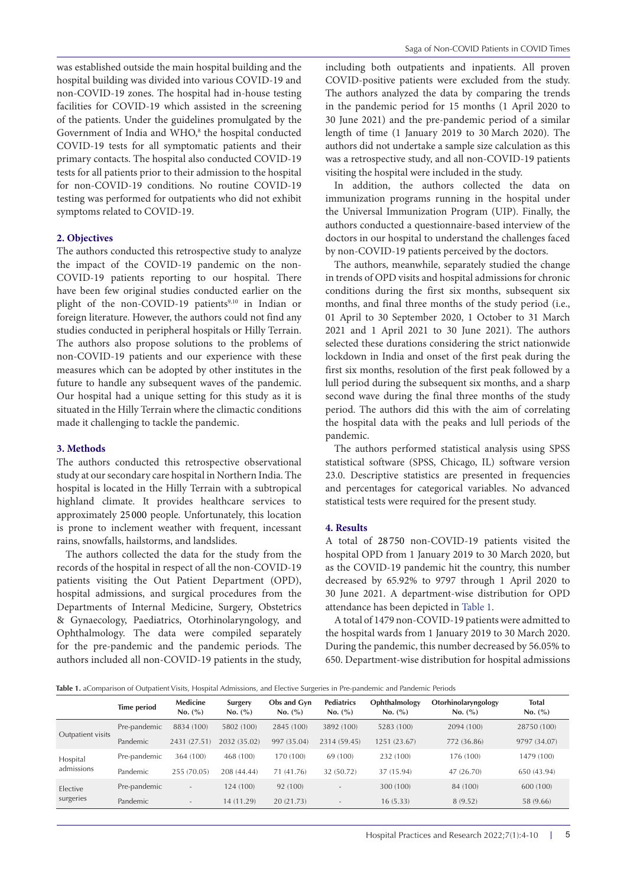was established outside the main hospital building and the hospital building was divided into various COVID-19 and non-COVID-19 zones. The hospital had in-house testing facilities for COVID-19 which assisted in the screening of the patients. Under the guidelines promulgated by the Government of India and WHO,[8] the hospital conducted COVID-19 tests for all symptomatic patients and their primary contacts. The hospital also conducted COVID-19 tests for all patients prior to their admission to the hospital for non-COVID-19 conditions. No routine COVID-19 testing was performed for outpatients who did not exhibit symptoms related to COVID-19.

## 2. Objectives

The authors conducted this retrospective study to analyze the impact of the COVID-19 pandemic on the non-COVID-19 patients reporting to our hospital. There have been few original studies conducted earlier on the plight of the non-COVID-19 patients[9,10] in Indian or foreign literature. However, the authors could not find any studies conducted in peripheral hospitals or Hilly Terrain. The authors also propose solutions to the problems of non-COVID-19 patients and our experience with these measures which can be adopted by other institutes in the future to handle any subsequent waves of the pandemic. Our hospital had a unique setting for this study as it is situated in the Hilly Terrain where the climactic conditions made it challenging to tackle the pandemic.

## 3. Methods

The authors conducted this retrospective observational study at our secondary care hospital in Northern India. The hospital is located in the Hilly Terrain with a subtropical highland climate. It provides healthcare services to approximately 25 000 people. Unfortunately, this location is prone to inclement weather with frequent, incessant rains, snowfalls, hailstorms, and landslides.

The authors collected the data for the study from the records of the hospital in respect of all the non-COVID-19 patients visiting the Out Patient Department (OPD), hospital admissions, and surgical procedures from the Departments of Internal Medicine, Surgery, Obstetrics & Gynaecology, Paediatrics, Otorhinolaryngology, and Ophthalmology. The data were compiled separately for the pre-pandemic and the pandemic periods. The authors included all non-COVID-19 patients in the study, including both outpatients and inpatients. All proven COVID-positive patients were excluded from the study. The authors analyzed the data by comparing the trends in the pandemic period for 15 months (1 April 2020 to 30 June 2021) and the pre-pandemic period of a similar length of time (1 January 2019 to 30 March 2020). The authors did not undertake a sample size calculation as this was a retrospective study, and all non-COVID-19 patients visiting the hospital were included in the study.

In addition, the authors collected the data on immunization programs running in the hospital under the Universal Immunization Program (UIP). Finally, the authors conducted a questionnaire-based interview of the doctors in our hospital to understand the challenges faced by non-COVID-19 patients perceived by the doctors.

The authors, meanwhile, separately studied the change in trends of OPD visits and hospital admissions for chronic conditions during the first six months, subsequent six months, and final three months of the study period (i.e., 01 April to 30 September 2020, 1 October to 31 March 2021 and 1 April 2021 to 30 June 2021). The authors selected these durations considering the strict nationwide lockdown in India and onset of the first peak during the first six months, resolution of the first peak followed by a lull period during the subsequent six months, and a sharp second wave during the final three months of the study period. The authors did this with the aim of correlating the hospital data with the peaks and lull periods of the pandemic.

The authors performed statistical analysis using SPSS statistical software (SPSS, Chicago, IL) software version 23.0. Descriptive statistics are presented in frequencies and percentages for categorical variables. No advanced statistical tests were required for the present study.

## 4. Results

A total of 28 750 non-COVID-19 patients visited the hospital OPD from 1 January 2019 to 30 March 2020, but as the COVID-19 pandemic hit the country, this number decreased by 65.92% to 9797 through 1 April 2020 to 30 June 2021. A department-wise distribution for OPD attendance has been depicted in Table 1.

A total of 1479 non-COVID-19 patients were admitted to the hospital wards from 1 January 2019 to 30 March 2020. During the pandemic, this number decreased by 56.05% to 650. Department-wise distribution for hospital admissions

**Table 1.** aComparison of Outpatient Visits, Hospital Admissions, and Elective Surgeries in Pre-pandemic and Pandemic Periods

| | Time period | Medicine No. (%) | Surgery No. (%) | Obs and Gyn No. (%) | Pediatrics No. (%) | Ophthalmology No. (%) | Otorhinolaryngology No. (%) | Total No. (%) |
|---|---|---|---|---|---|---|---|---|
| Outpatient visits | Pre-pandemic | 8834 (100) | 5802 (100) | 2845 (100) | 3892 (100) | 5283 (100) | 2094 (100) | 28750 (100) |
| | Pandemic | 2431 (27.51) | 2032 (35.02) | 997 (35.04) | 2314 (59.45) | 1251 (23.67) | 772 (36.86) | 9797 (34.07) |
| Hospital admissions | Pre-pandemic | 364 (100) | 468 (100) | 170 (100) | 69 (100) | 232 (100) | 176 (100) | 1479 (100) |
| | Pandemic | 255 (70.05) | 208 (44.44) | 71 (41.76) | 32 (50.72) | 37 (15.94) | 47 (26.70) | 650 (43.94) |
| Elective surgeries | Pre-pandemic | - | 124 (100) | 92 (100) | - | 300 (100) | 84 (100) | 600 (100) |
| | Pandemic | - | 14 (11.29) | 20 (21.73) | - | 16 (5.33) | 8 (9.52) | 58 (9.66) |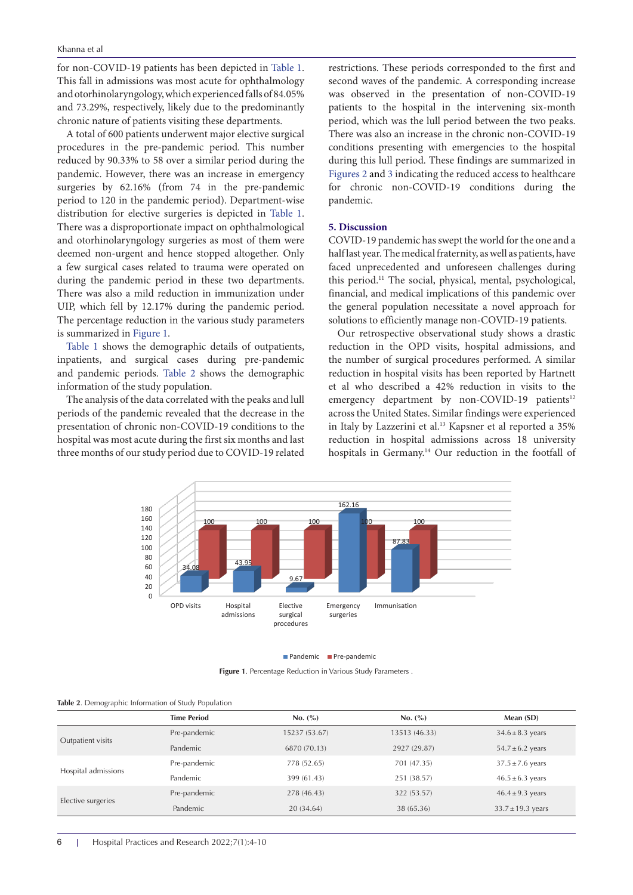for non-COVID-19 patients has been depicted in Table 1. This fall in admissions was most acute for ophthalmology and otorhinolaryngology, which experienced falls of 84.05% and 73.29%, respectively, likely due to the predominantly chronic nature of patients visiting these departments.

A total of 600 patients underwent major elective surgical procedures in the pre-pandemic period. This number reduced by 90.33% to 58 over a similar period during the pandemic. However, there was an increase in emergency surgeries by 62.16% (from 74 in the pre-pandemic period to 120 in the pandemic period). Department-wise distribution for elective surgeries is depicted in Table 1. There was a disproportionate impact on ophthalmological and otorhinolaryngology surgeries as most of them were deemed non-urgent and hence stopped altogether. Only a few surgical cases related to trauma were operated on during the pandemic period in these two departments. There was also a mild reduction in immunization under UIP, which fell by 12.17% during the pandemic period. The percentage reduction in the various study parameters is summarized in Figure 1.

Table 1 shows the demographic details of outpatients, inpatients, and surgical cases during pre-pandemic and pandemic periods. Table 2 shows the demographic information of the study population.

The analysis of the data correlated with the peaks and lull periods of the pandemic revealed that the decrease in the presentation of chronic non-COVID-19 conditions to the hospital was most acute during the first six months and last three months of our study period due to COVID-19 related restrictions. These periods corresponded to the first and second waves of the pandemic. A corresponding increase was observed in the presentation of non-COVID-19 patients to the hospital in the intervening six-month period, which was the lull period between the two peaks. There was also an increase in the chronic non-COVID-19 conditions presenting with emergencies to the hospital during this lull period. These findings are summarized in Figures 2 and 3 indicating the reduced access to healthcare for chronic non-COVID-19 conditions during the pandemic.

## 5. Discussion

COVID-19 pandemic has swept the world for the one and a half last year. The medical fraternity, as well as patients, have faced unprecedented and unforeseen challenges during this period.[11] The social, physical, mental, psychological, financial, and medical implications of this pandemic over the general population necessitate a novel approach for solutions to efficiently manage non-COVID-19 patients.

Our retrospective observational study shows a drastic reduction in the OPD visits, hospital admissions, and the number of surgical procedures performed. A similar reduction in hospital visits has been reported by Hartnett et al who described a 42% reduction in visits to the emergency department by non-COVID-19 patients[12] across the United States. Similar findings were experienced in Italy by Lazzerini et al.[13] Kapsner et al reported a 35% reduction in hospital admissions across 18 university hospitals in Germany.[14] Our reduction in the footfall of

| | Pandemic | Pre-pandemic |
|---|---|---|
| OPD visits | 34.08 | 100 |
| Hospital admissions | 43.95 | 100 |
| Elective surgical procedures | 9.67 | 100 |
| Emergency surgeries | 162.16 | 100 |
| Immunisation | 87.83 | 100 |

**Figure 1**. Percentage Reduction in Various Study Parameters .

**Table 2**. Demographic Information of Study Population

| | Time Period | No. (%) | No. (%) | Mean (SD) |
|---|---|---|---|---|
| Outpatient visits | Pre-pandemic | 15237 (53.67) | 13513 (46.33) | 34.6 ± 8.3 years |
| | Pandemic | 6870 (70.13) | 2927 (29.87) | 54.7 ± 6.2 years |
| Hospital admissions | Pre-pandemic | 778 (52.65) | 701 (47.35) | 37.5 ± 7.6 years |
| | Pandemic | 399 (61.43) | 251 (38.57) | 46.5 ± 6.3 years |
| Elective surgeries | Pre-pandemic | 278 (46.43) | 322 (53.57) | 46.4 ± 9.3 years |
| | Pandemic | 20 (34.64) | 38 (65.36) | 33.7 ± 19.3 years |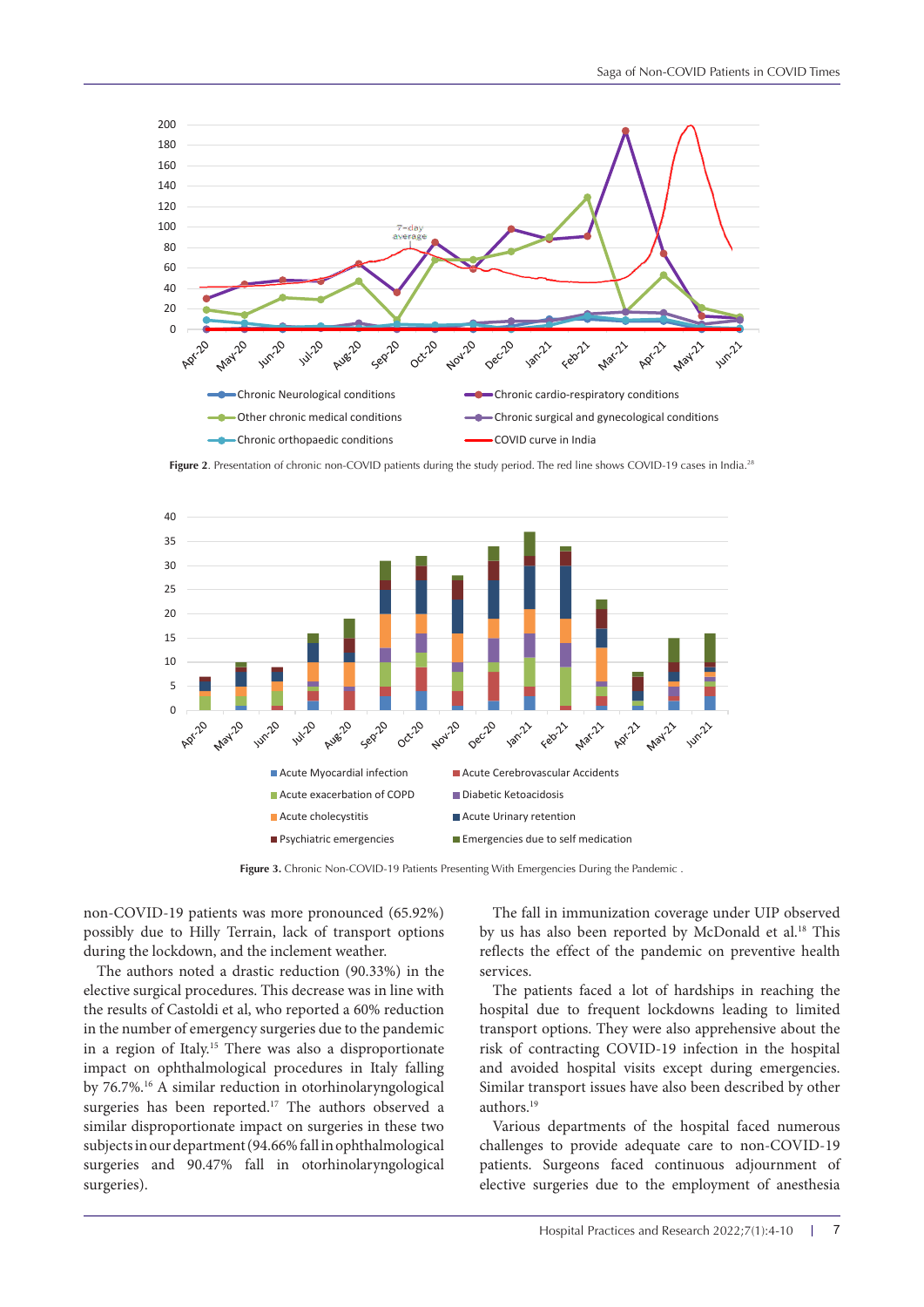Figure 2. Presentation of chronic non-COVID patients during the study period. The red line shows COVID-19 cases in India.[28]

Figure 3. Chronic Non-COVID-19 Patients Presenting With Emergencies During the Pandemic .

non-COVID-19 patients was more pronounced (65.92%) possibly due to Hilly Terrain, lack of transport options during the lockdown, and the inclement weather.

The authors noted a drastic reduction (90.33%) in the elective surgical procedures. This decrease was in line with the results of Castoldi et al, who reported a 60% reduction in the number of emergency surgeries due to the pandemic in a region of Italy.[15] There was also a disproportionate impact on ophthalmological procedures in Italy falling by 76.7%.[16] A similar reduction in otorhinolaryngological surgeries has been reported.[17] The authors observed a similar disproportionate impact on surgeries in these two subjects in our department (94.66% fall in ophthalmological surgeries and 90.47% fall in otorhinolaryngological surgeries).

The fall in immunization coverage under UIP observed by us has also been reported by McDonald et al.[18] This reflects the effect of the pandemic on preventive health services.

The patients faced a lot of hardships in reaching the hospital due to frequent lockdowns leading to limited transport options. They were also apprehensive about the risk of contracting COVID-19 infection in the hospital and avoided hospital visits except during emergencies. Similar transport issues have also been described by other authors.[19]

Various departments of the hospital faced numerous challenges to provide adequate care to non-COVID-19 patients. Surgeons faced continuous adjournment of elective surgeries due to the employment of anesthesia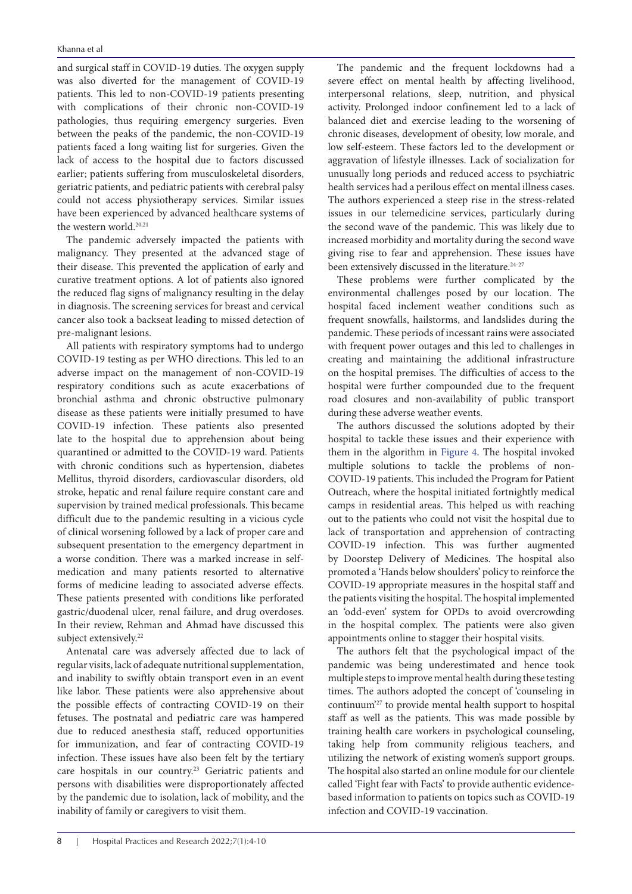and surgical staff in COVID-19 duties. The oxygen supply was also diverted for the management of COVID-19 patients. This led to non-COVID-19 patients presenting with complications of their chronic non-COVID-19 pathologies, thus requiring emergency surgeries. Even between the peaks of the pandemic, the non-COVID-19 patients faced a long waiting list for surgeries. Given the lack of access to the hospital due to factors discussed earlier; patients suffering from musculoskeletal disorders, geriatric patients, and pediatric patients with cerebral palsy could not access physiotherapy services. Similar issues have been experienced by advanced healthcare systems of the western world.[20,21]

The pandemic adversely impacted the patients with malignancy. They presented at the advanced stage of their disease. This prevented the application of early and curative treatment options. A lot of patients also ignored the reduced flag signs of malignancy resulting in the delay in diagnosis. The screening services for breast and cervical cancer also took a backseat leading to missed detection of pre-malignant lesions.

All patients with respiratory symptoms had to undergo COVID-19 testing as per WHO directions. This led to an adverse impact on the management of non-COVID-19 respiratory conditions such as acute exacerbations of bronchial asthma and chronic obstructive pulmonary disease as these patients were initially presumed to have COVID-19 infection. These patients also presented late to the hospital due to apprehension about being quarantined or admitted to the COVID-19 ward. Patients with chronic conditions such as hypertension, diabetes Mellitus, thyroid disorders, cardiovascular disorders, old stroke, hepatic and renal failure require constant care and supervision by trained medical professionals. This became difficult due to the pandemic resulting in a vicious cycle of clinical worsening followed by a lack of proper care and subsequent presentation to the emergency department in a worse condition. There was a marked increase in self-medication and many patients resorted to alternative forms of medicine leading to associated adverse effects. These patients presented with conditions like perforated gastric/duodenal ulcer, renal failure, and drug overdoses. In their review, Rehman and Ahmad have discussed this subject extensively.[22]

Antenatal care was adversely affected due to lack of regular visits, lack of adequate nutritional supplementation, and inability to swiftly obtain transport even in an event like labor. These patients were also apprehensive about the possible effects of contracting COVID-19 on their fetuses. The postnatal and pediatric care was hampered due to reduced anesthesia staff, reduced opportunities for immunization, and fear of contracting COVID-19 infection. These issues have also been felt by the tertiary care hospitals in our country.[23] Geriatric patients and persons with disabilities were disproportionately affected by the pandemic due to isolation, lack of mobility, and the inability of family or caregivers to visit them.

The pandemic and the frequent lockdowns had a severe effect on mental health by affecting livelihood, interpersonal relations, sleep, nutrition, and physical activity. Prolonged indoor confinement led to a lack of balanced diet and exercise leading to the worsening of chronic diseases, development of obesity, low morale, and low self-esteem. These factors led to the development or aggravation of lifestyle illnesses. Lack of socialization for unusually long periods and reduced access to psychiatric health services had a perilous effect on mental illness cases. The authors experienced a steep rise in the stress-related issues in our telemedicine services, particularly during the second wave of the pandemic. This was likely due to increased morbidity and mortality during the second wave giving rise to fear and apprehension. These issues have been extensively discussed in the literature.[24-27]

These problems were further complicated by the environmental challenges posed by our location. The hospital faced inclement weather conditions such as frequent snowfalls, hailstorms, and landslides during the pandemic. These periods of incessant rains were associated with frequent power outages and this led to challenges in creating and maintaining the additional infrastructure on the hospital premises. The difficulties of access to the hospital were further compounded due to the frequent road closures and non-availability of public transport during these adverse weather events.

The authors discussed the solutions adopted by their hospital to tackle these issues and their experience with them in the algorithm in Figure 4. The hospital invoked multiple solutions to tackle the problems of non-COVID-19 patients. This included the Program for Patient Outreach, where the hospital initiated fortnightly medical camps in residential areas. This helped us with reaching out to the patients who could not visit the hospital due to lack of transportation and apprehension of contracting COVID-19 infection. This was further augmented by Doorstep Delivery of Medicines. The hospital also promoted a 'Hands below shoulders' policy to reinforce the COVID-19 appropriate measures in the hospital staff and the patients visiting the hospital. The hospital implemented an 'odd-even' system for OPDs to avoid overcrowding in the hospital complex. The patients were also given appointments online to stagger their hospital visits.

The authors felt that the psychological impact of the pandemic was being underestimated and hence took multiple steps to improve mental health during these testing times. The authors adopted the concept of 'counseling in continuum'[27] to provide mental health support to hospital staff as well as the patients. This was made possible by training health care workers in psychological counseling, taking help from community religious teachers, and utilizing the network of existing women's support groups. The hospital also started an online module for our clientele called 'Fight fear with Facts' to provide authentic evidence-based information to patients on topics such as COVID-19 infection and COVID-19 vaccination.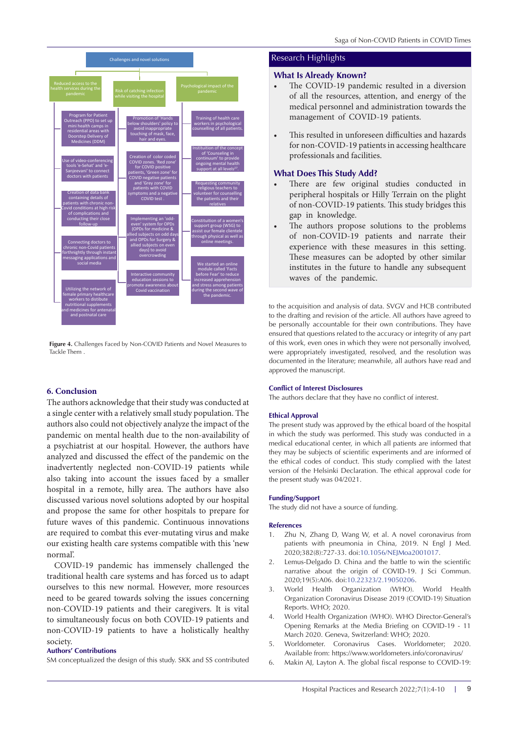**Challenges and novel solutions**

- **Reduced access to the health services during the pandemic**
  - Program for Patient Outreach (PPO) to set up mini health camps in residential areas with Doorstep Delivery of Medicines (DDM)
  - Use of video-conferencing tools 'e-Sehat' and 'e-Sanjeevani' to connect doctors with patients
  - Creation of data bank containing details of patients with chronic non-Covid conditions at high risk of complications and conducting their close follow-up
  - Connecting doctors to chronic non-Covid patients forthrightly through instant messaging applications and social media
  - Utilizing the network of female primary healthcare workers to distibute nutritional supplements and medicines for antenatal and postnatal care
- **Risk of catching infection while visiting the hospital**
  - Promotion of 'Hands below shoulders' policy to avoid inappropriate touching of mask, face, hair and eyes.
  - Creation of color coded COVID zones. 'Red zone' for COVID positive patients, 'Green zone' for COVID negative patients and 'Grey zone' for patients with COVID symptoms and a negative COVID test .
  - Implementing an 'odd-even' system for OPDs (OPDs for medicine & allied subjects on odd days and OPDs for Surgery & allied subjects on even days) to avoid overcrowding
  - Interactive community education sessions to promote awareness about Covid vaccination
- **Psychological impact of the pandemic**
  - Training of health care workers in psychological counselling of all patients.
  - Institution of the concept of 'Counseling in continuum' to provide ongoing mental health support at all levels[27].
  - Requesting community religious teachers to volunteer for counselling the patients and their relatives
  - Constituition of a women's support group (WSG) to assist our female clientele through physical as well as online meetings.
  - We started an online module called 'Facts before Fear' to reduce increased apprehension and stress among patients during the second wave of the pandemic.

**Figure 4.** Challenges Faced by Non-COVID Patients and Novel Measures to Tackle Them .

## Research Highlights

### What Is Already Known?

- The COVID-19 pandemic resulted in a diversion of all the resources, attention, and energy of the medical personnel and administration towards the management of COVID-19 patients.
- This resulted in unforeseen difficulties and hazards for non-COVID-19 patients in accessing healthcare professionals and facilities.

### What Does This Study Add?

- There are few original studies conducted in peripheral hospitals or Hilly Terrain on the plight of non-COVID-19 patients. This study bridges this gap in knowledge.
- The authors propose solutions to the problems of non-COVID-19 patients and narrate their experience with these measures in this setting. These measures can be adopted by other similar institutes in the future to handle any subsequent waves of the pandemic.

## 6. Conclusion

The authors acknowledge that their study was conducted at a single center with a relatively small study population. The authors also could not objectively analyze the impact of the pandemic on mental health due to the non-availability of a psychiatrist at our hospital. However, the authors have analyzed and discussed the effect of the pandemic on the inadvertently neglected non-COVID-19 patients while also taking into account the issues faced by a smaller hospital in a remote, hilly area. The authors have also discussed various novel solutions adopted by our hospital and propose the same for other hospitals to prepare for future waves of this pandemic. Continuous innovations are required to combat this ever-mutating virus and make our existing health care systems compatible with this 'new normal'.

COVID-19 pandemic has immensely challenged the traditional health care systems and has forced us to adapt ourselves to this new normal. However, more resources need to be geared towards solving the issues concerning non-COVID-19 patients and their caregivers. It is vital to simultaneously focus on both COVID-19 patients and non-COVID-19 patients to have a holistically healthy society.

### Authors' Contributions

SM conceptualized the design of this study. SKK and SS contributed to the acquisition and analysis of data. SVGV and HCB contributed to the drafting and revision of the article. All authors have agreed to be personally accountable for their own contributions. They have ensured that questions related to the accuracy or integrity of any part of this work, even ones in which they were not personally involved, were appropriately investigated, resolved, and the resolution was documented in the literature; meanwhile, all authors have read and approved the manuscript.

### Conflict of Interest Disclosures

The authors declare that they have no conflict of interest.

### Ethical Approval

The present study was approved by the ethical board of the hospital in which the study was performed. This study was conducted in a medical educational center, in which all patients are informed that they may be subjects of scientific experiments and are informed of the ethical codes of conduct. This study complied with the latest version of the Helsinki Declaration. The ethical approval code for the present study was 04/2021.

### Funding/Support

The study did not have a source of funding.

### References

1. Zhu N, Zhang D, Wang W, et al. A novel coronavirus from patients with pneumonia in China, 2019. N Engl J Med. 2020;382(8):727-33. doi:10.1056/NEJMoa2001017.
2. Lemus-Delgado D. China and the battle to win the scientific narrative about the origin of COVID-19. J Sci Commun. 2020;19(5):A06. doi:10.22323/2.19050206.
3. World Health Organization (WHO). World Health Organization Coronavirus Disease 2019 (COVID-19) Situation Reports. WHO; 2020.
4. World Health Organization (WHO). WHO Director-General's Opening Remarks at the Media Briefing on COVID-19 - 11 March 2020. Geneva, Switzerland: WHO; 2020.
5. Worldometer. Coronavirus Cases. Worldometer; 2020. Available from: https://www.worldometers.info/coronavirus/
6. Makin AJ, Layton A. The global fiscal response to COVID-19: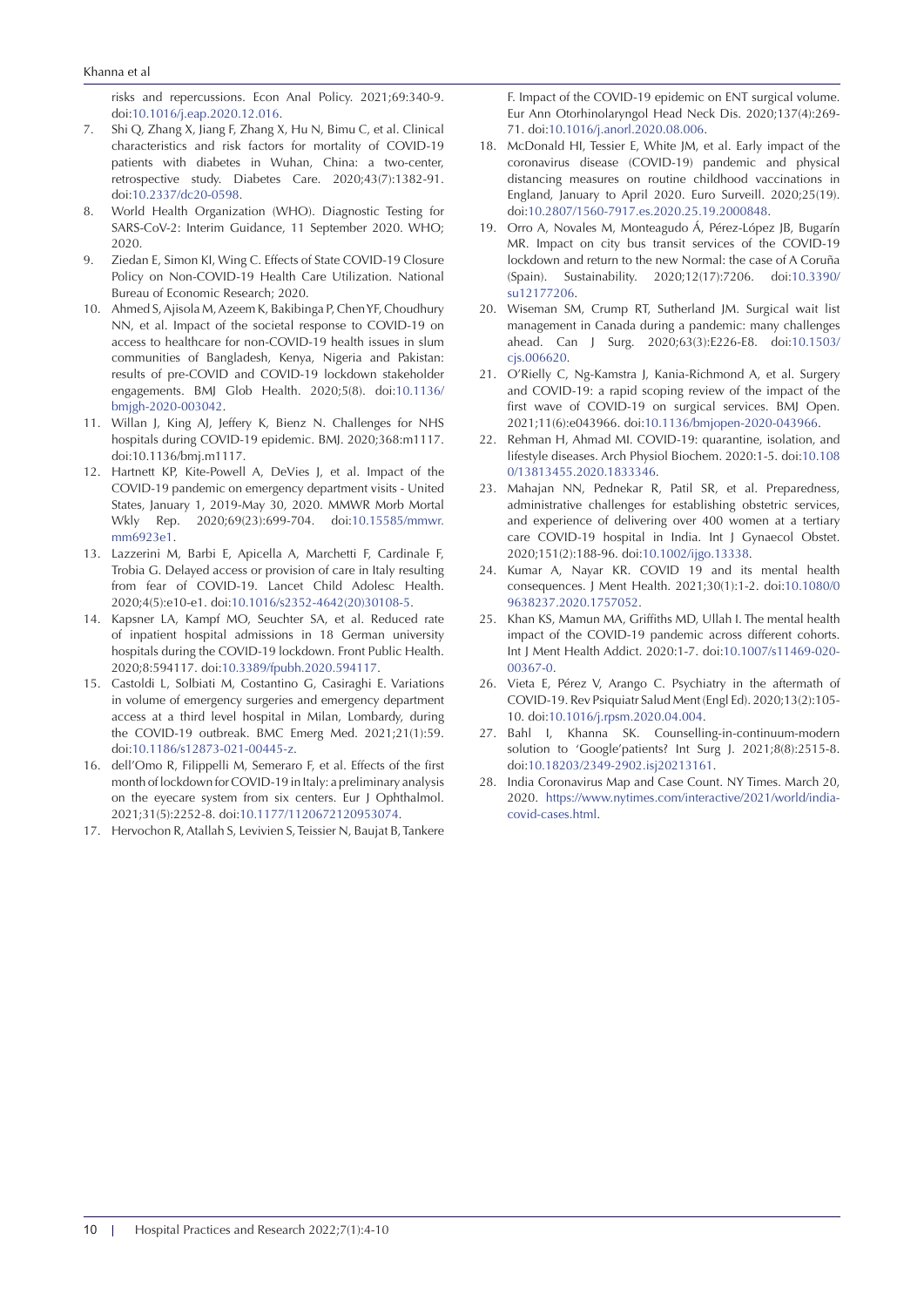risks and repercussions. Econ Anal Policy. 2021;69:340-9. doi:10.1016/j.eap.2020.12.016.

7. Shi Q, Zhang X, Jiang F, Zhang X, Hu N, Bimu C, et al. Clinical characteristics and risk factors for mortality of COVID-19 patients with diabetes in Wuhan, China: a two-center, retrospective study. Diabetes Care. 2020;43(7):1382-91. doi:10.2337/dc20-0598.
8. World Health Organization (WHO). Diagnostic Testing for SARS-CoV-2: Interim Guidance, 11 September 2020. WHO; 2020.
9. Ziedan E, Simon KI, Wing C. Effects of State COVID-19 Closure Policy on Non-COVID-19 Health Care Utilization. National Bureau of Economic Research; 2020.
10. Ahmed S, Ajisola M, Azeem K, Bakibinga P, Chen YF, Choudhury NN, et al. Impact of the societal response to COVID-19 on access to healthcare for non-COVID-19 health issues in slum communities of Bangladesh, Kenya, Nigeria and Pakistan: results of pre-COVID and COVID-19 lockdown stakeholder engagements. BMJ Glob Health. 2020;5(8). doi:10.1136/bmjgh-2020-003042.
11. Willan J, King AJ, Jeffery K, Bienz N. Challenges for NHS hospitals during COVID-19 epidemic. BMJ. 2020;368:m1117. doi:10.1136/bmj.m1117.
12. Hartnett KP, Kite-Powell A, DeVies J, et al. Impact of the COVID-19 pandemic on emergency department visits - United States, January 1, 2019-May 30, 2020. MMWR Morb Mortal Wkly Rep. 2020;69(23):699-704. doi:10.15585/mmwr.mm6923e1.
13. Lazzerini M, Barbi E, Apicella A, Marchetti F, Cardinale F, Trobia G. Delayed access or provision of care in Italy resulting from fear of COVID-19. Lancet Child Adolesc Health. 2020;4(5):e10-e1. doi:10.1016/s2352-4642(20)30108-5.
14. Kapsner LA, Kampf MO, Seuchter SA, et al. Reduced rate of inpatient hospital admissions in 18 German university hospitals during the COVID-19 lockdown. Front Public Health. 2020;8:594117. doi:10.3389/fpubh.2020.594117.
15. Castoldi L, Solbiati M, Costantino G, Casiraghi E. Variations in volume of emergency surgeries and emergency department access at a third level hospital in Milan, Lombardy, during the COVID-19 outbreak. BMC Emerg Med. 2021;21(1):59. doi:10.1186/s12873-021-00445-z.
16. dell'Omo R, Filippelli M, Semeraro F, et al. Effects of the first month of lockdown for COVID-19 in Italy: a preliminary analysis on the eyecare system from six centers. Eur J Ophthalmol. 2021;31(5):2252-8. doi:10.1177/1120672120953074.
17. Hervochon R, Atallah S, Levivien S, Teissier N, Baujat B, Tankere F. Impact of the COVID-19 epidemic on ENT surgical volume. Eur Ann Otorhinolaryngol Head Neck Dis. 2020;137(4):269-71. doi:10.1016/j.anorl.2020.08.006.
18. McDonald HI, Tessier E, White JM, et al. Early impact of the coronavirus disease (COVID-19) pandemic and physical distancing measures on routine childhood vaccinations in England, January to April 2020. Euro Surveill. 2020;25(19). doi:10.2807/1560-7917.es.2020.25.19.2000848.
19. Orro A, Novales M, Monteagudo Á, Pérez-López JB, Bugarín MR. Impact on city bus transit services of the COVID-19 lockdown and return to the new Normal: the case of A Coruña (Spain). Sustainability. 2020;12(17):7206. doi:10.3390/su12177206.
20. Wiseman SM, Crump RT, Sutherland JM. Surgical wait list management in Canada during a pandemic: many challenges ahead. Can J Surg. 2020;63(3):E226-E8. doi:10.1503/cjs.006620.
21. O'Rielly C, Ng-Kamstra J, Kania-Richmond A, et al. Surgery and COVID-19: a rapid scoping review of the impact of the first wave of COVID-19 on surgical services. BMJ Open. 2021;11(6):e043966. doi:10.1136/bmjopen-2020-043966.
22. Rehman H, Ahmad MI. COVID-19: quarantine, isolation, and lifestyle diseases. Arch Physiol Biochem. 2020:1-5. doi:10.1080/13813455.2020.1833346.
23. Mahajan NN, Pednekar R, Patil SR, et al. Preparedness, administrative challenges for establishing obstetric services, and experience of delivering over 400 women at a tertiary care COVID-19 hospital in India. Int J Gynaecol Obstet. 2020;151(2):188-96. doi:10.1002/ijgo.13338.
24. Kumar A, Nayar KR. COVID 19 and its mental health consequences. J Ment Health. 2021;30(1):1-2. doi:10.1080/09638237.2020.1757052.
25. Khan KS, Mamun MA, Griffiths MD, Ullah I. The mental health impact of the COVID-19 pandemic across different cohorts. Int J Ment Health Addict. 2020:1-7. doi:10.1007/s11469-020-00367-0.
26. Vieta E, Pérez V, Arango C. Psychiatry in the aftermath of COVID-19. Rev Psiquiatr Salud Ment (Engl Ed). 2020;13(2):105-10. doi:10.1016/j.rpsm.2020.04.004.
27. Bahl I, Khanna SK. Counselling-in-continuum-modern solution to 'Google'patients? Int Surg J. 2021;8(8):2515-8. doi:10.18203/2349-2902.isj20213161.
28. India Coronavirus Map and Case Count. NY Times. March 20, 2020. https://www.nytimes.com/interactive/2021/world/india-covid-cases.html.